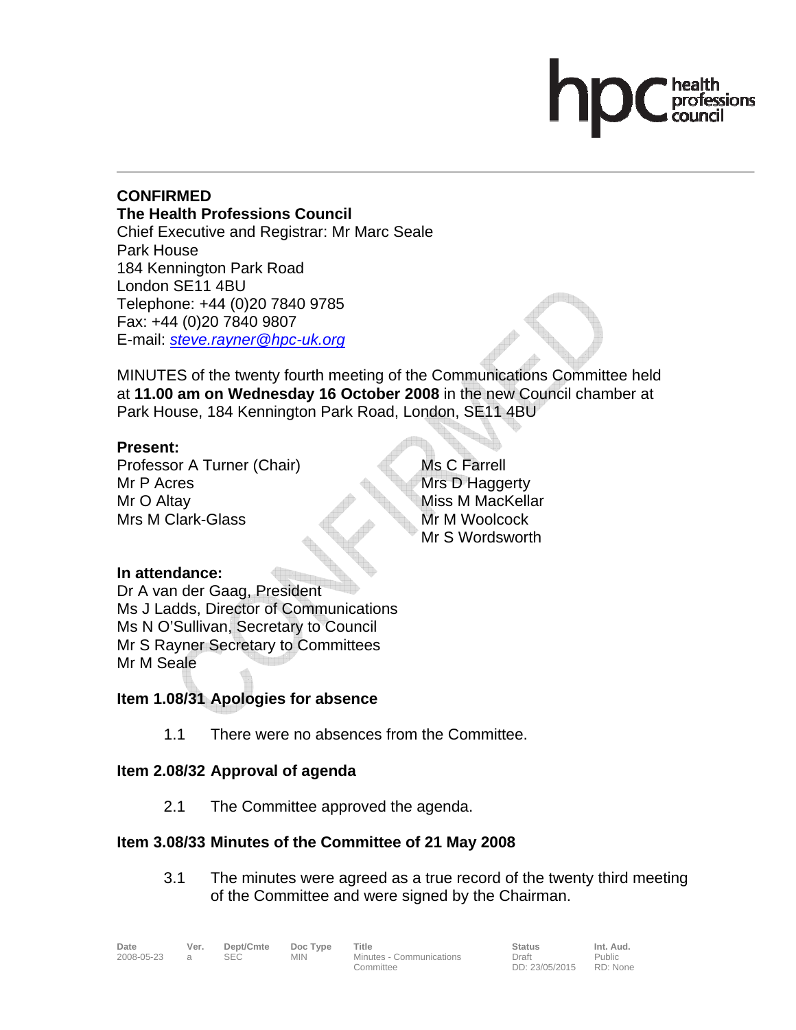**CONFIRMED**

**The Health Professions Council**

Chief Executive and Registrar: Mr Marc Seale
Park House
184 Kennington Park Road
London SE11 4BU
Telephone: +44 (0)20 7840 9785
Fax: +44 (0)20 7840 9807
E-mail: *steve.rayner@hpc-uk.org*

MINUTES of the twenty fourth meeting of the Communications Committee held at **11.00 am on Wednesday 16 October 2008** in the new Council chamber at Park House, 184 Kennington Park Road, London, SE11 4BU

**Present:**

Professor A Turner (Chair)
Mr P Acres
Mr O Altay
Mrs M Clark-Glass
Ms C Farrell
Mrs D Haggerty
Miss M MacKellar
Mr M Woolcock
Mr S Wordsworth

**In attendance:**

Dr A van der Gaag, President
Ms J Ladds, Director of Communications
Ms N O'Sullivan, Secretary to Council
Mr S Rayner Secretary to Committees
Mr M Seale

### Item 1.08/31 Apologies for absence

1.1 There were no absences from the Committee.

### Item 2.08/32 Approval of agenda

2.1 The Committee approved the agenda.

### Item 3.08/33 Minutes of the Committee of 21 May 2008

3.1 The minutes were agreed as a true record of the twenty third meeting of the Committee and were signed by the Chairman.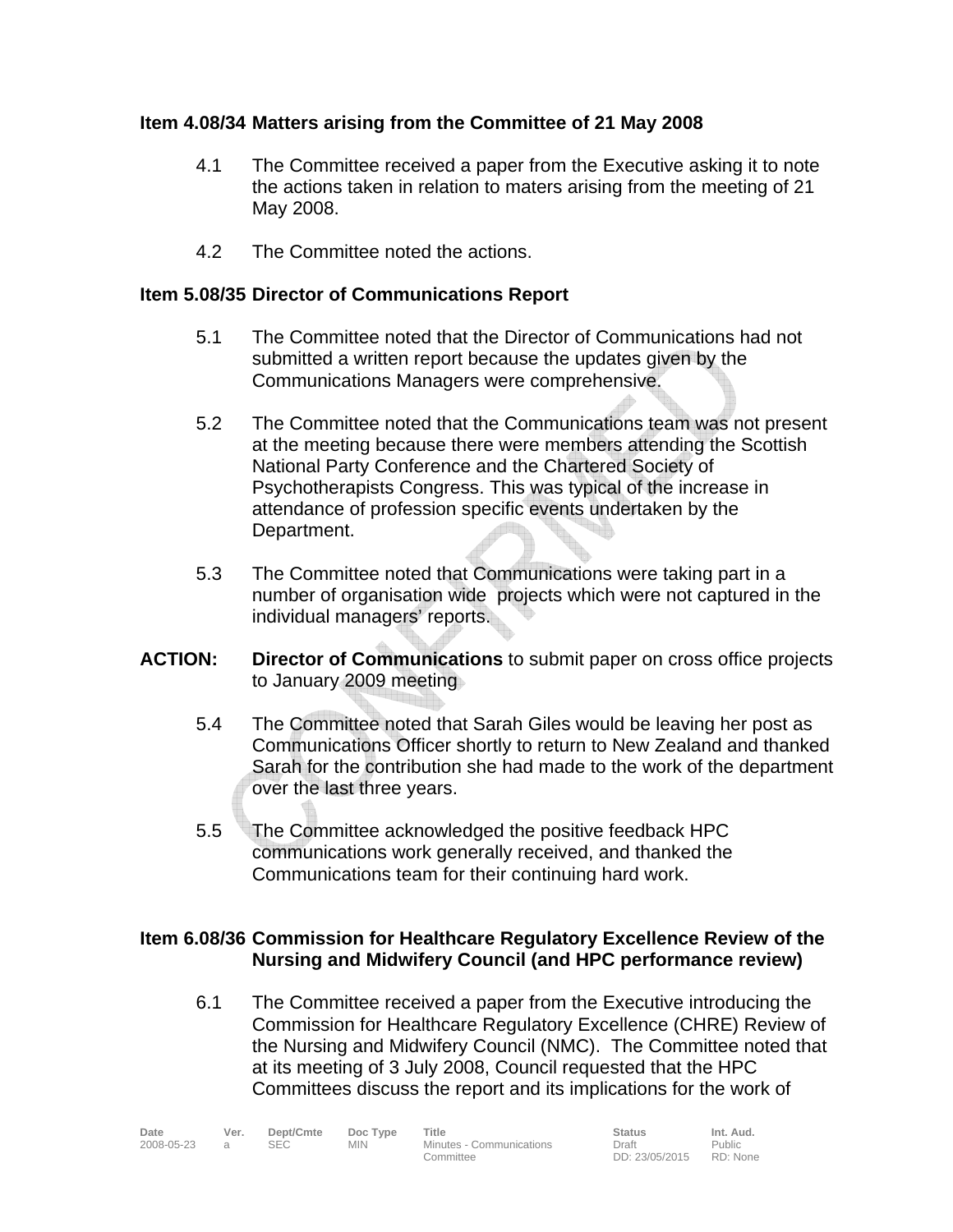**Item 4.08/34 Matters arising from the Committee of 21 May 2008**

4.1 The Committee received a paper from the Executive asking it to note the actions taken in relation to maters arising from the meeting of 21 May 2008.

4.2 The Committee noted the actions.

**Item 5.08/35 Director of Communications Report**

5.1 The Committee noted that the Director of Communications had not submitted a written report because the updates given by the Communications Managers were comprehensive.

5.2 The Committee noted that the Communications team was not present at the meeting because there were members attending the Scottish National Party Conference and the Chartered Society of Psychotherapists Congress. This was typical of the increase in attendance of profession specific events undertaken by the Department.

5.3 The Committee noted that Communications were taking part in a number of organisation wide projects which were not captured in the individual managers' reports.

**ACTION:** **Director of Communications** to submit paper on cross office projects to January 2009 meeting

5.4 The Committee noted that Sarah Giles would be leaving her post as Communications Officer shortly to return to New Zealand and thanked Sarah for the contribution she had made to the work of the department over the last three years.

5.5 The Committee acknowledged the positive feedback HPC communications work generally received, and thanked the Communications team for their continuing hard work.

**Item 6.08/36 Commission for Healthcare Regulatory Excellence Review of the Nursing and Midwifery Council (and HPC performance review)**

6.1 The Committee received a paper from the Executive introducing the Commission for Healthcare Regulatory Excellence (CHRE) Review of the Nursing and Midwifery Council (NMC). The Committee noted that at its meeting of 3 July 2008, Council requested that the HPC Committees discuss the report and its implications for the work of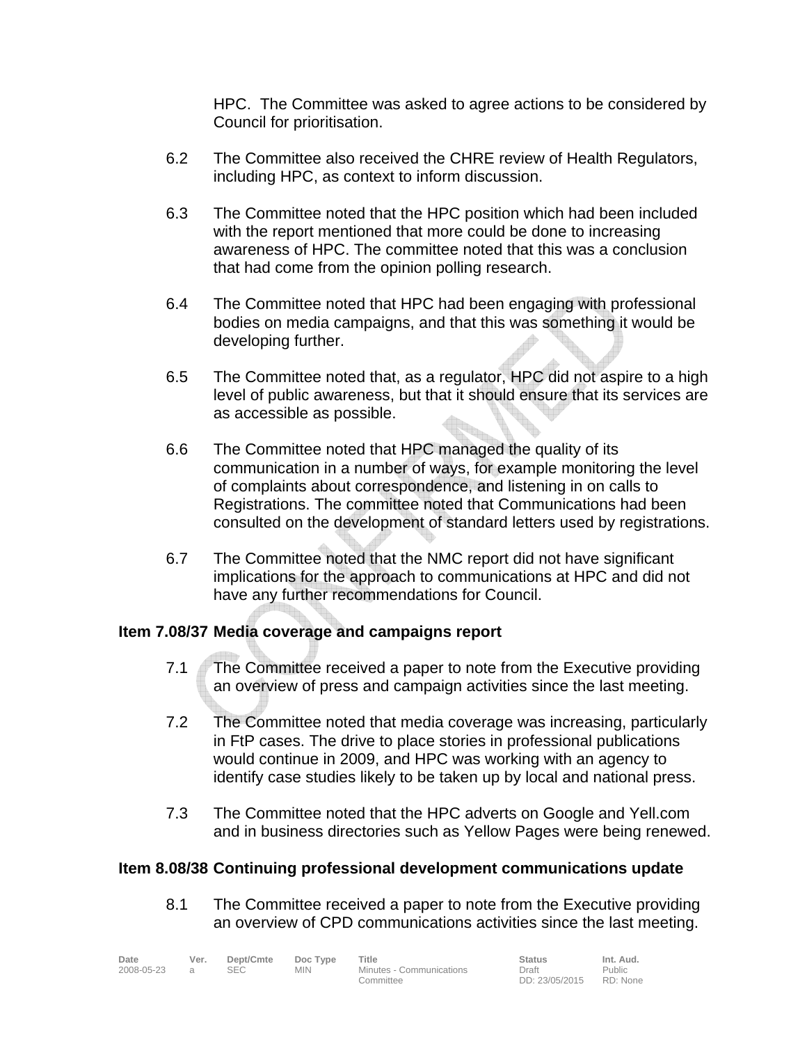HPC. The Committee was asked to agree actions to be considered by Council for prioritisation.

6.2 The Committee also received the CHRE review of Health Regulators, including HPC, as context to inform discussion.

6.3 The Committee noted that the HPC position which had been included with the report mentioned that more could be done to increasing awareness of HPC. The committee noted that this was a conclusion that had come from the opinion polling research.

6.4 The Committee noted that HPC had been engaging with professional bodies on media campaigns, and that this was something it would be developing further.

6.5 The Committee noted that, as a regulator, HPC did not aspire to a high level of public awareness, but that it should ensure that its services are as accessible as possible.

6.6 The Committee noted that HPC managed the quality of its communication in a number of ways, for example monitoring the level of complaints about correspondence, and listening in on calls to Registrations. The committee noted that Communications had been consulted on the development of standard letters used by registrations.

6.7 The Committee noted that the NMC report did not have significant implications for the approach to communications at HPC and did not have any further recommendations for Council.

**Item 7.08/37 Media coverage and campaigns report**

7.1 The Committee received a paper to note from the Executive providing an overview of press and campaign activities since the last meeting.

7.2 The Committee noted that media coverage was increasing, particularly in FtP cases. The drive to place stories in professional publications would continue in 2009, and HPC was working with an agency to identify case studies likely to be taken up by local and national press.

7.3 The Committee noted that the HPC adverts on Google and Yell.com and in business directories such as Yellow Pages were being renewed.

**Item 8.08/38 Continuing professional development communications update**

8.1 The Committee received a paper to note from the Executive providing an overview of CPD communications activities since the last meeting.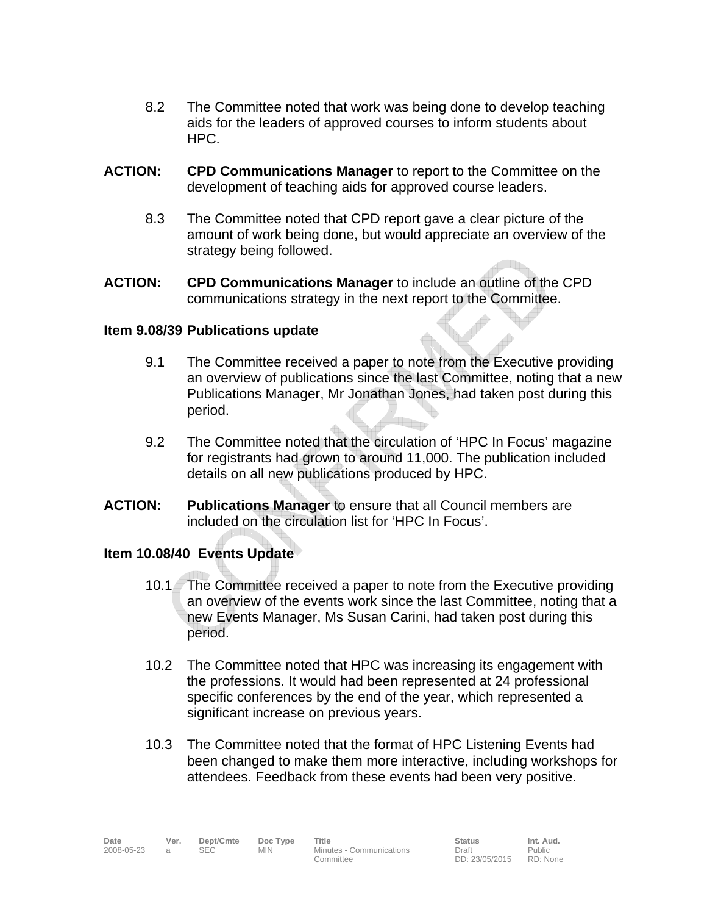8.2 The Committee noted that work was being done to develop teaching aids for the leaders of approved courses to inform students about HPC.

**ACTION:** **CPD Communications Manager** to report to the Committee on the development of teaching aids for approved course leaders.

8.3 The Committee noted that CPD report gave a clear picture of the amount of work being done, but would appreciate an overview of the strategy being followed.

**ACTION:** **CPD Communications Manager** to include an outline of the CPD communications strategy in the next report to the Committee.

**Item 9.08/39 Publications update**

9.1 The Committee received a paper to note from the Executive providing an overview of publications since the last Committee, noting that a new Publications Manager, Mr Jonathan Jones, had taken post during this period.

9.2 The Committee noted that the circulation of 'HPC In Focus' magazine for registrants had grown to around 11,000. The publication included details on all new publications produced by HPC.

**ACTION:** **Publications Manager** to ensure that all Council members are included on the circulation list for 'HPC In Focus'.

**Item 10.08/40 Events Update**

10.1 The Committee received a paper to note from the Executive providing an overview of the events work since the last Committee, noting that a new Events Manager, Ms Susan Carini, had taken post during this period.

10.2 The Committee noted that HPC was increasing its engagement with the professions. It would had been represented at 24 professional specific conferences by the end of the year, which represented a significant increase on previous years.

10.3 The Committee noted that the format of HPC Listening Events had been changed to make them more interactive, including workshops for attendees. Feedback from these events had been very positive.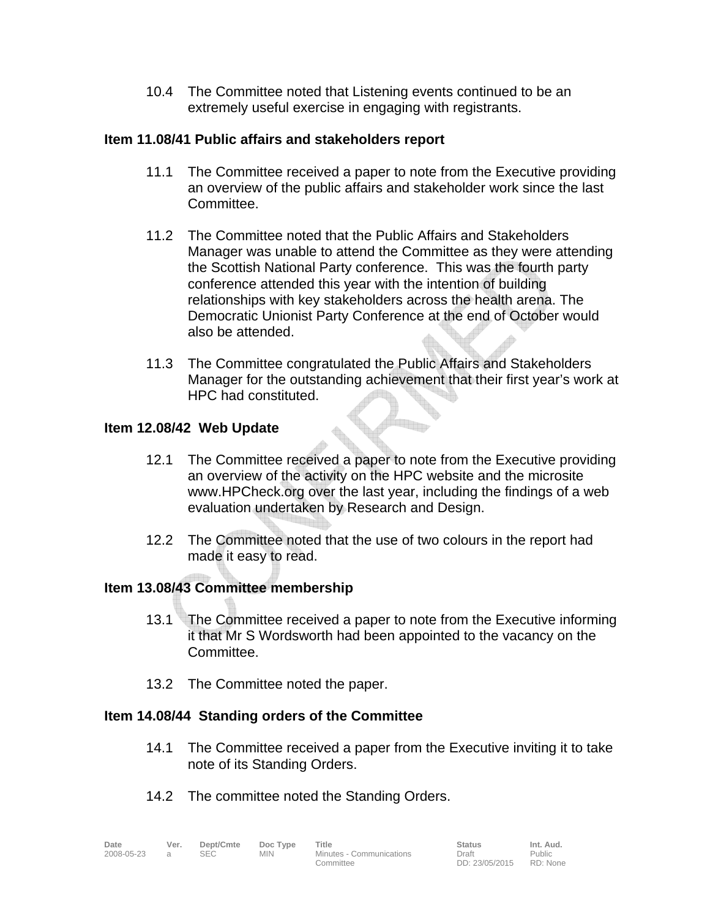10.4 The Committee noted that Listening events continued to be an extremely useful exercise in engaging with registrants.

**Item 11.08/41 Public affairs and stakeholders report**

11.1 The Committee received a paper to note from the Executive providing an overview of the public affairs and stakeholder work since the last Committee.

11.2 The Committee noted that the Public Affairs and Stakeholders Manager was unable to attend the Committee as they were attending the Scottish National Party conference. This was the fourth party conference attended this year with the intention of building relationships with key stakeholders across the health arena. The Democratic Unionist Party Conference at the end of October would also be attended.

11.3 The Committee congratulated the Public Affairs and Stakeholders Manager for the outstanding achievement that their first year's work at HPC had constituted.

**Item 12.08/42 Web Update**

12.1 The Committee received a paper to note from the Executive providing an overview of the activity on the HPC website and the microsite www.HPCheck.org over the last year, including the findings of a web evaluation undertaken by Research and Design.

12.2 The Committee noted that the use of two colours in the report had made it easy to read.

**Item 13.08/43 Committee membership**

13.1 The Committee received a paper to note from the Executive informing it that Mr S Wordsworth had been appointed to the vacancy on the Committee.

13.2 The Committee noted the paper.

**Item 14.08/44 Standing orders of the Committee**

14.1 The Committee received a paper from the Executive inviting it to take note of its Standing Orders.

14.2 The committee noted the Standing Orders.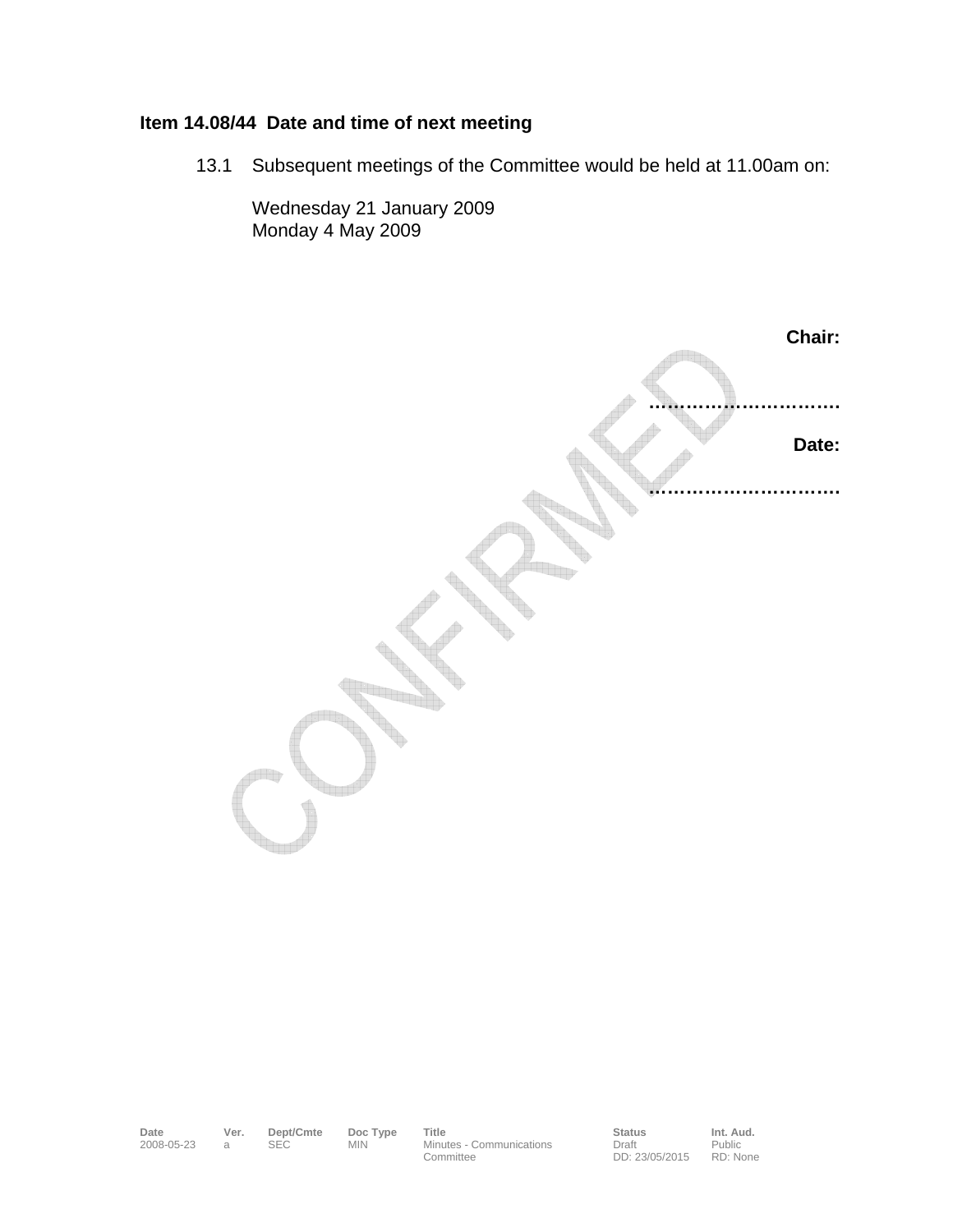**Item 14.08/44 Date and time of next meeting**

13.1 Subsequent meetings of the Committee would be held at 11.00am on:

Wednesday 21 January 2009
Monday 4 May 2009

**Chair:**

**…………………………**

**Date:**

**…………………………**

CONFIRMED

| Date | Ver. | Dept/Cmte | Doc Type | Title | Status | Int. Aud. |
|---|---|---|---|---|---|---|
| 2008-05-23 | a | SEC | MIN | Minutes - Communications Committee | Draft DD: 23/05/2015 | Public RD: None |